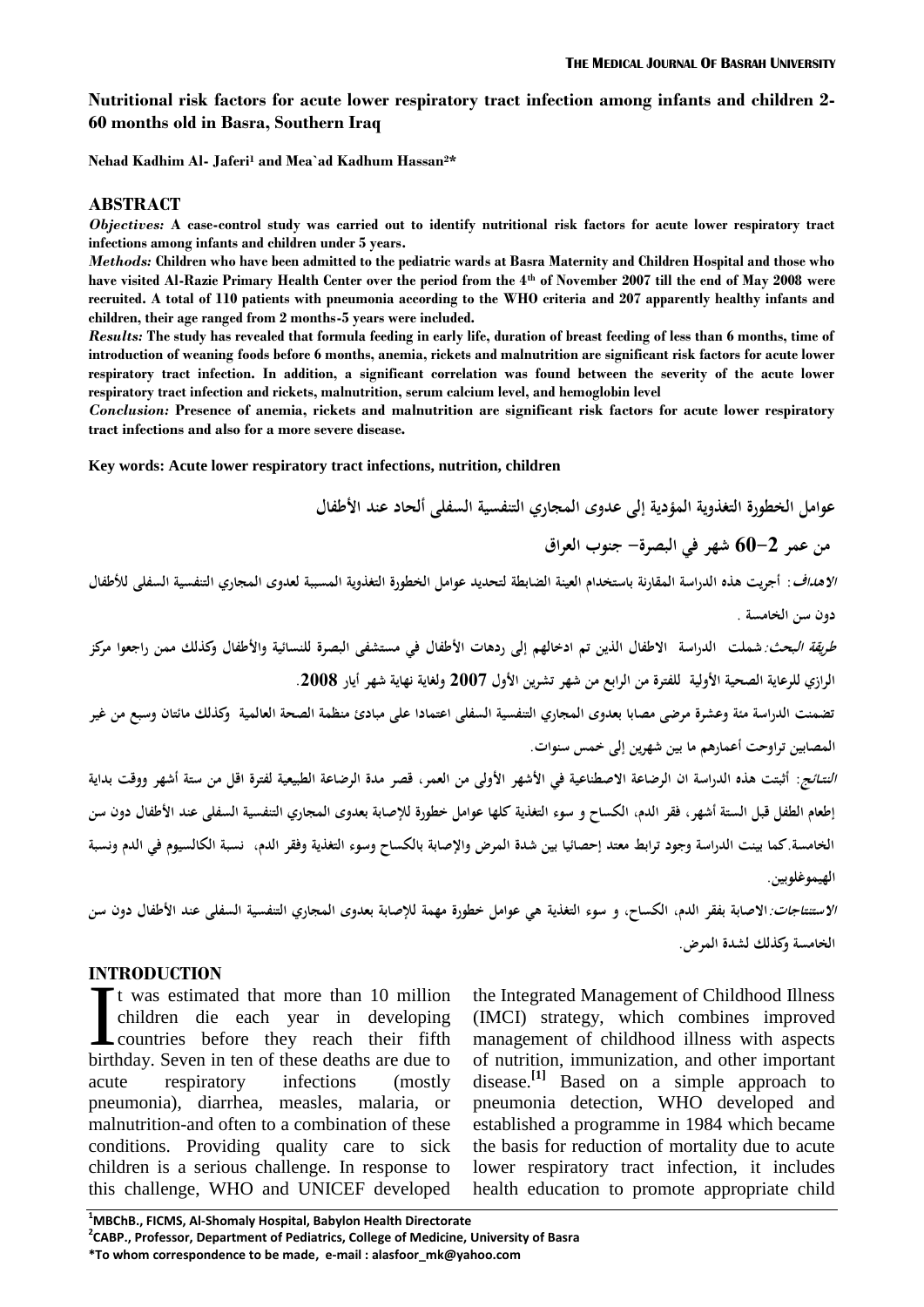# Nutritional risk factors for acute lower respiratory tract infection among infants and children 2-60 months old in Basra, Southern Iraq

**Nehad Kadhim Al- Jaferi[1] and Mea`ad Kadhum Hassan[2]\***

## ABSTRACT

***Objectives:*** **A case-control study was carried out to identify nutritional risk factors for acute lower respiratory tract infections among infants and children under 5 years.**

***Methods:*** **Children who have been admitted to the pediatric wards at Basra Maternity and Children Hospital and those who have visited Al-Razie Primary Health Center over the period from the 4th of November 2007 till the end of May 2008 were recruited. A total of 110 patients with pneumonia according to the WHO criteria and 207 apparently healthy infants and children, their age ranged from 2 months-5 years were included.**

***Results:*** **The study has revealed that formula feeding in early life, duration of breast feeding of less than 6 months, time of introduction of weaning foods before 6 months, anemia, rickets and malnutrition are significant risk factors for acute lower respiratory tract infection. In addition, a significant correlation was found between the severity of the acute lower respiratory tract infection and rickets, malnutrition, serum calcium level, and hemoglobin level**

***Conclusion:*** **Presence of anemia, rickets and malnutrition are significant risk factors for acute lower respiratory tract infections and also for a more severe disease.**

**Key words: Acute lower respiratory tract infections, nutrition, children**

## عوامل الخطورة التغذوية المؤدية إلى عدوى المجاري التنفسية السفلى ألحاد عند الأطفال من عمر 2-60 شهر في البصرة- جنوب العراق

***الاهداف:*** أجريت هذه الدراسة المقارنة باستخدام العينة الضابطة لتحديد عوامل الخطورة التغذوية المسببة لعدوى المجاري التنفسية السفلى للأطفال دون سن الخامسة .

***طريقة البحث:*** شملت الدراسة الاطفال الذين تم ادخالهم إلى ردهات الأطفال في مستشفى البصرة للنسائية والأطفال وكذلك ممن راجعوا مركز الرازي للرعاية الصحية الأولية للفترة من الرابع من شهر تشرين الأول 2007 ولغاية نهاية شهر أيار 2008.

تضمنت الدراسة مئة وعشرة مرضى مصابا بعدوى المجاري التنفسية السفلى اعتمادا على مبادئ منظمة الصحة العالمية وكذلك مائتان وسبع من غير المصابين تراوحت أعمارهم ما بين شهرين إلى خمس سنوات.

***النتائج:*** أثبتت هذه الدراسة ان الرضاعة الاصطناعية في الأشهر الأولى من العمر، قصر مدة الرضاعة الطبيعية لفترة اقل من ستة أشهر ووقت بداية إطعام الطفل قبل الستة أشهر، فقر الدم، الكساح و سوء التغذية كلها عوامل خطورة للإصابة بعدوى المجاري التنفسية السفلى عند الأطفال دون سن الخامسة. كما بينت الدراسة وجود ترابط معتد إحصائيا بين شدة المرض والإصابة بالكساح وسوء التغذية وفقر الدم، نسبة الكالسيوم في الدم ونسبة الهيموغلوبين.

***الاستنتاجات:*** الاصابة بفقر الدم، الكساح، و سوء التغذية هي عوامل خطورة مهمة للإصابة بعدوى المجاري التنفسية السفلى عند الأطفال دون سن الخامسة وكذلك لشدة المرض.

## INTRODUCTION

It was estimated that more than 10 million children die each year in developing countries before they reach their fifth birthday. Seven in ten of these deaths are due to acute respiratory infections (mostly pneumonia), diarrhea, measles, malaria, or malnutrition-and often to a combination of these conditions. Providing quality care to sick children is a serious challenge. In response to this challenge, WHO and UNICEF developed the Integrated Management of Childhood Illness (IMCI) strategy, which combines improved management of childhood illness with aspects of nutrition, immunization, and other important disease.[1] Based on a simple approach to pneumonia detection, WHO developed and established a programme in 1984 which became the basis for reduction of mortality due to acute lower respiratory tract infection, it includes health education to promote appropriate child

---

[1]MBChB., FICMS, Al-Shomaly Hospital, Babylon Health Directorate

[2]CABP., Professor, Department of Pediatrics, College of Medicine, University of Basra

\*To whom correspondence to be made, e-mail : alasfoor_mk@yahoo.com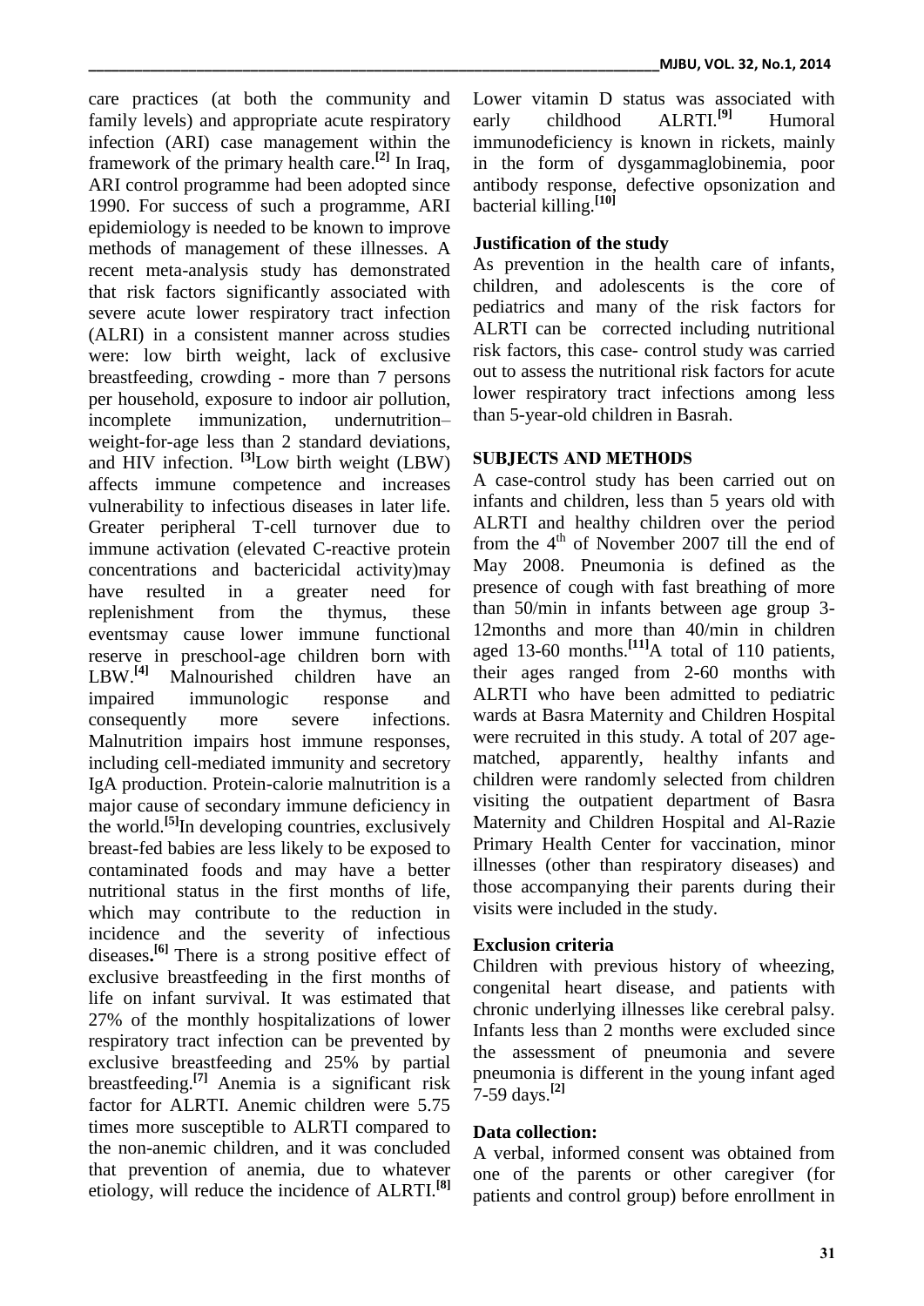care practices (at both the community and family levels) and appropriate acute respiratory infection (ARI) case management within the framework of the primary health care.[2] In Iraq, ARI control programme had been adopted since 1990. For success of such a programme, ARI epidemiology is needed to be known to improve methods of management of these illnesses. A recent meta-analysis study has demonstrated that risk factors significantly associated with severe acute lower respiratory tract infection (ALRI) in a consistent manner across studies were: low birth weight, lack of exclusive breastfeeding, crowding - more than 7 persons per household, exposure to indoor air pollution, incomplete immunization, undernutrition–weight-for-age less than 2 standard deviations, and HIV infection. [3]Low birth weight (LBW) affects immune competence and increases vulnerability to infectious diseases in later life. Greater peripheral T-cell turnover due to immune activation (elevated C-reactive protein concentrations and bactericidal activity)may have resulted in a greater need for replenishment from the thymus, these eventsmay cause lower immune functional reserve in preschool-age children born with LBW.[4] Malnourished children have an impaired immunologic response and consequently more severe infections. Malnutrition impairs host immune responses, including cell-mediated immunity and secretory IgA production. Protein-calorie malnutrition is a major cause of secondary immune deficiency in the world.[5]In developing countries, exclusively breast-fed babies are less likely to be exposed to contaminated foods and may have a better nutritional status in the first months of life, which may contribute to the reduction in incidence and the severity of infectious diseases**.**[6] There is a strong positive effect of exclusive breastfeeding in the first months of life on infant survival. It was estimated that 27% of the monthly hospitalizations of lower respiratory tract infection can be prevented by exclusive breastfeeding and 25% by partial breastfeeding.[7] Anemia is a significant risk factor for ALRTI. Anemic children were 5.75 times more susceptible to ALRTI compared to the non-anemic children, and it was concluded that prevention of anemia, due to whatever etiology, will reduce the incidence of ALRTI.[8] Lower vitamin D status was associated with early childhood ALRTI.[9] Humoral immunodeficiency is known in rickets, mainly in the form of dysgammaglobinemia, poor antibody response, defective opsonization and bacterial killing.[10]

**Justification of the study**

As prevention in the health care of infants, children, and adolescents is the core of pediatrics and many of the risk factors for ALRTI can be corrected including nutritional risk factors, this case- control study was carried out to assess the nutritional risk factors for acute lower respiratory tract infections among less than 5-year-old children in Basrah.

## SUBJECTS AND METHODS

A case-control study has been carried out on infants and children, less than 5 years old with ALRTI and healthy children over the period from the 4th of November 2007 till the end of May 2008. Pneumonia is defined as the presence of cough with fast breathing of more than 50/min in infants between age group 3-12months and more than 40/min in children aged 13-60 months.[11]A total of 110 patients, their ages ranged from 2-60 months with ALRTI who have been admitted to pediatric wards at Basra Maternity and Children Hospital were recruited in this study. A total of 207 age-matched, apparently, healthy infants and children were randomly selected from children visiting the outpatient department of Basra Maternity and Children Hospital and Al-Razie Primary Health Center for vaccination, minor illnesses (other than respiratory diseases) and those accompanying their parents during their visits were included in the study.

**Exclusion criteria**

Children with previous history of wheezing, congenital heart disease, and patients with chronic underlying illnesses like cerebral palsy. Infants less than 2 months were excluded since the assessment of pneumonia and severe pneumonia is different in the young infant aged 7-59 days.[2]

**Data collection:**

A verbal, informed consent was obtained from one of the parents or other caregiver (for patients and control group) before enrollment in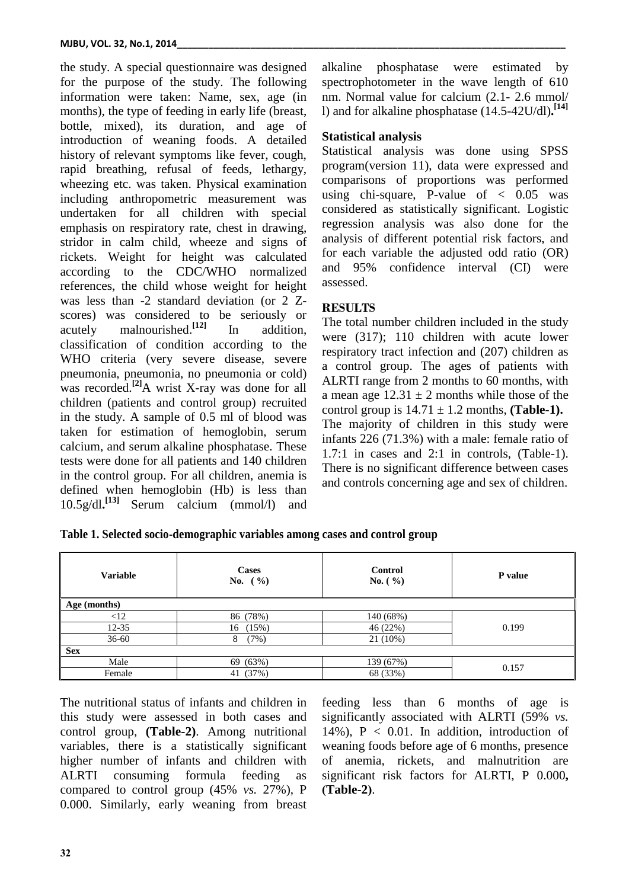the study. A special questionnaire was designed for the purpose of the study. The following information were taken: Name, sex, age (in months), the type of feeding in early life (breast, bottle, mixed), its duration, and age of introduction of weaning foods. A detailed history of relevant symptoms like fever, cough, rapid breathing, refusal of feeds, lethargy, wheezing etc. was taken. Physical examination including anthropometric measurement was undertaken for all children with special emphasis on respiratory rate, chest in drawing, stridor in calm child, wheeze and signs of rickets. Weight for height was calculated according to the CDC/WHO normalized references, the child whose weight for height was less than -2 standard deviation (or 2 Z-scores) was considered to be seriously or acutely malnourished.[12] In addition, classification of condition according to the WHO criteria (very severe disease, severe pneumonia, pneumonia, no pneumonia or cold) was recorded.[2] A wrist X-ray was done for all children (patients and control group) recruited in the study. A sample of 0.5 ml of blood was taken for estimation of hemoglobin, serum calcium, and serum alkaline phosphatase. These tests were done for all patients and 140 children in the control group. For all children, anemia is defined when hemoglobin (Hb) is less than 10.5g/dl.[13] Serum calcium (mmol/l) and alkaline phosphatase were estimated by spectrophotometer in the wave length of 610 nm. Normal value for calcium (2.1- 2.6 mmol/l) and for alkaline phosphatase (14.5-42U/dl).[14]

### Statistical analysis

Statistical analysis was done using SPSS program(version 11), data were expressed and comparisons of proportions was performed using chi-square, P-value of < 0.05 was considered as statistically significant. Logistic regression analysis was also done for the analysis of different potential risk factors, and for each variable the adjusted odd ratio (OR) and 95% confidence interval (CI) were assessed.

## RESULTS

The total number children included in the study were (317); 110 children with acute lower respiratory tract infection and (207) children as a control group. The ages of patients with ALRTI range from 2 months to 60 months, with a mean age 12.31 ± 2 months while those of the control group is 14.71 ± 1.2 months, **(Table-1).**

The majority of children in this study were infants 226 (71.3%) with a male: female ratio of 1.7:1 in cases and 2:1 in controls, (Table-1). There is no significant difference between cases and controls concerning age and sex of children.

**Table 1. Selected socio-demographic variables among cases and control group**

| Variable | Cases No. ( %) | Control No. ( %) | P value |
|---|---|---|---|
| **Age (months)** | | | |
| <12 | 86 (78%) | 140 (68%) | 0.199 |
| 12-35 | 16 (15%) | 46 (22%) | |
| 36-60 | 8 (7%) | 21 (10%) | |
| **Sex** | | | |
| Male | 69 (63%) | 139 (67%) | 0.157 |
| Female | 41 (37%) | 68 (33%) | |

The nutritional status of infants and children in this study were assessed in both cases and control group, **(Table-2)**. Among nutritional variables, there is a statistically significant higher number of infants and children with ALRTI consuming formula feeding as compared to control group (45% *vs.* 27%), P 0.000. Similarly, early weaning from breast feeding less than 6 months of age is significantly associated with ALRTI (59% *vs.* 14%), P < 0.01. In addition, introduction of weaning foods before age of 6 months, presence of anemia, rickets, and malnutrition are significant risk factors for ALRTI, P 0.000**, (Table-2)**.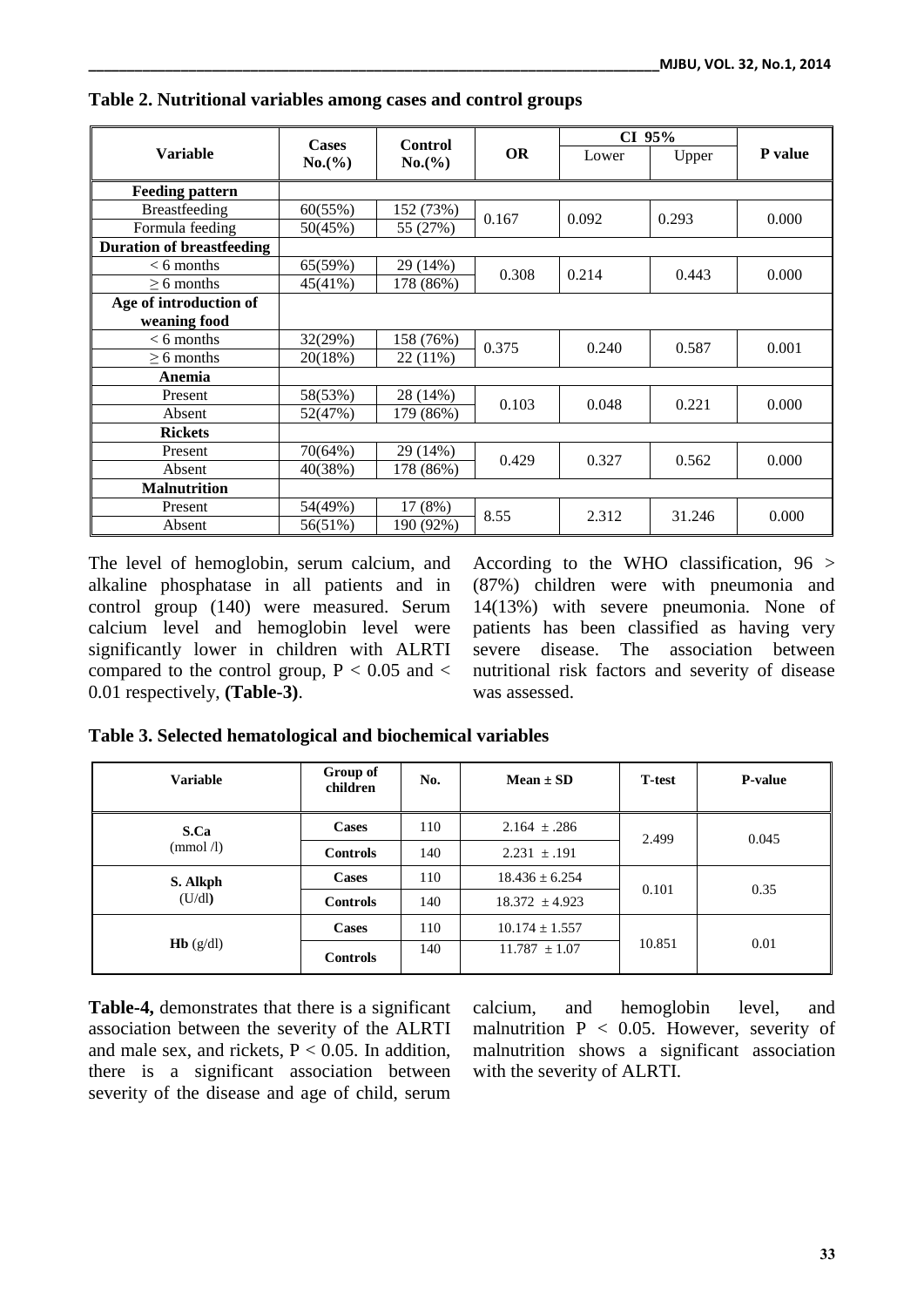**Table 2. Nutritional variables among cases and control groups**

| Variable | Cases No.(%) | Control No.(%) | OR | CI 95% | | P value |
|---|---|---|---|---|---|---|
| | | | | Lower | Upper | |
| **Feeding pattern** | | | | | | |
| Breastfeeding | 60(55%) | 152 (73%) | 0.167 | 0.092 | 0.293 | 0.000 |
| Formula feeding | 50(45%) | 55 (27%) | | | | |
| **Duration of breastfeeding** | | | | | | |
| < 6 months | 65(59%) | 29 (14%) | 0.308 | 0.214 | 0.443 | 0.000 |
| ≥ 6 months | 45(41%) | 178 (86%) | | | | |
| **Age of introduction of weaning food** | | | | | | |
| < 6 months | 32(29%) | 158 (76%) | 0.375 | 0.240 | 0.587 | 0.001 |
| ≥ 6 months | 20(18%) | 22 (11%) | | | | |
| **Anemia** | | | | | | |
| Present | 58(53%) | 28 (14%) | 0.103 | 0.048 | 0.221 | 0.000 |
| Absent | 52(47%) | 179 (86%) | | | | |
| **Rickets** | | | | | | |
| Present | 70(64%) | 29 (14%) | 0.429 | 0.327 | 0.562 | 0.000 |
| Absent | 40(38%) | 178 (86%) | | | | |
| **Malnutrition** | | | | | | |
| Present | 54(49%) | 17 (8%) | 8.55 | 2.312 | 31.246 | 0.000 |
| Absent | 56(51%) | 190 (92%) | | | | |

The level of hemoglobin, serum calcium, and alkaline phosphatase in all patients and in control group (140) were measured. Serum calcium level and hemoglobin level were significantly lower in children with ALRTI compared to the control group, $P < 0.05$ and $< 0.01$ respectively, **(Table-3)**.

According to the WHO classification, 96 > (87%) children were with pneumonia and 14(13%) with severe pneumonia. None of patients has been classified as having very severe disease. The association between nutritional risk factors and severity of disease was assessed.

**Table 3. Selected hematological and biochemical variables**

| Variable | Group of children | No. | Mean ± SD | T-test | P-value |
|---|---|---|---|---|---|
| **S.Ca** (mmol /l) | **Cases** | 110 | 2.164 ± .286 | 2.499 | 0.045 |
| | **Controls** | 140 | 2.231 ± .191 | | |
| **S. Alkph** (U/dl**)** | **Cases** | 110 | 18.436 ± 6.254 | 0.101 | 0.35 |
| | **Controls** | 140 | 18.372 ± 4.923 | | |
| **Hb** (g/dl) | **Cases** | 110 | 10.174 ± 1.557 | 10.851 | 0.01 |
| | **Controls** | 140 | 11.787 ± 1.07 | | |

**Table-4,** demonstrates that there is a significant association between the severity of the ALRTI and male sex, and rickets, $P < 0.05$. In addition, there is a significant association between severity of the disease and age of child, serum calcium, and hemoglobin level, and malnutrition $P < 0.05$. However, severity of malnutrition shows a significant association with the severity of ALRTI.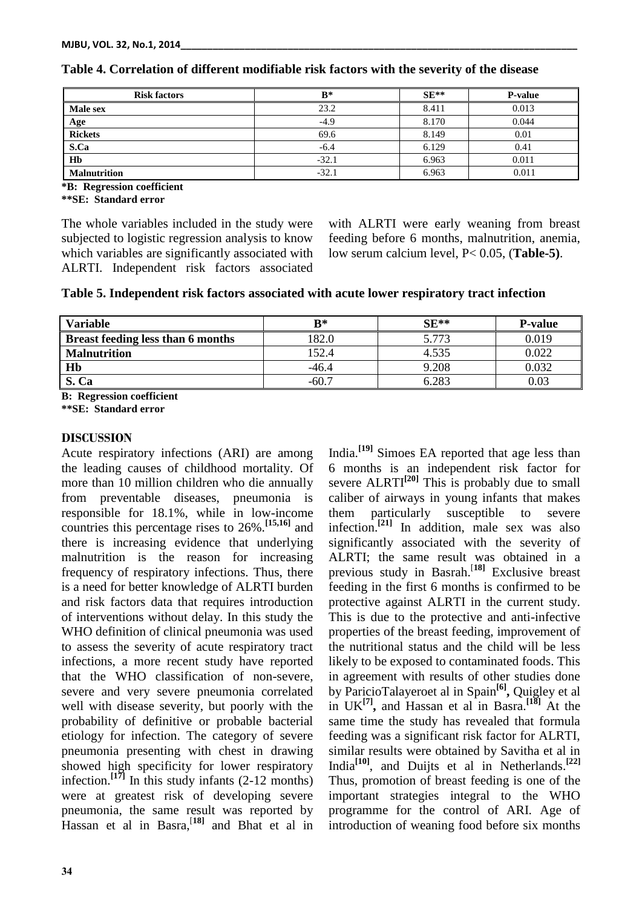**Table 4. Correlation of different modifiable risk factors with the severity of the disease**

| Risk factors | B* | SE** | P-value |
|---|---|---|---|
| Male sex | 23.2 | 8.411 | 0.013 |
| Age | -4.9 | 8.170 | 0.044 |
| Rickets | 69.6 | 8.149 | 0.01 |
| S.Ca | -6.4 | 6.129 | 0.41 |
| Hb | -32.1 | 6.963 | 0.011 |
| Malnutrition | -32.1 | 6.963 | 0.011 |

**\*B: Regression coefficient**
**\*\*SE: Standard error**

The whole variables included in the study were subjected to logistic regression analysis to know which variables are significantly associated with ALRTI. Independent risk factors associated with ALRTI were early weaning from breast feeding before 6 months, malnutrition, anemia, low serum calcium level, $P < 0.05$, (**Table-5**).

**Table 5. Independent risk factors associated with acute lower respiratory tract infection**

| Variable | B* | SE** | P-value |
|---|---|---|---|
| **Breast feeding less than 6 months** | 182.0 | 5.773 | 0.019 |
| **Malnutrition** | 152.4 | 4.535 | 0.022 |
| **Hb** | -46.4 | 9.208 | 0.032 |
| **S. Ca** | -60.7 | 6.283 | 0.03 |

**B: Regression coefficient**
**\*\*SE: Standard error**

## DISCUSSION

Acute respiratory infections (ARI) are among the leading causes of childhood mortality. Of more than 10 million children who die annually from preventable diseases, pneumonia is responsible for 18.1%, while in low-income countries this percentage rises to 26%.[15,16] and there is increasing evidence that underlying malnutrition is the reason for increasing frequency of respiratory infections. Thus, there is a need for better knowledge of ALRTI burden and risk factors data that requires introduction of interventions without delay. In this study the WHO definition of clinical pneumonia was used to assess the severity of acute respiratory tract infections, a more recent study have reported that the WHO classification of non-severe, severe and very severe pneumonia correlated well with disease severity, but poorly with the probability of definitive or probable bacterial etiology for infection. The category of severe pneumonia presenting with chest in drawing showed high specificity for lower respiratory infection.[17] In this study infants (2-12 months) were at greatest risk of developing severe pneumonia, the same result was reported by Hassan et al in Basra,[18] and Bhat et al in India.[19] Simoes EA reported that age less than 6 months is an independent risk factor for severe ALRTI[20] This is probably due to small caliber of airways in young infants that makes them particularly susceptible to severe infection.[21] In addition, male sex was also significantly associated with the severity of ALRTI; the same result was obtained in a previous study in Basrah.[18] Exclusive breast feeding in the first 6 months is confirmed to be protective against ALRTI in the current study. This is due to the protective and anti-infective properties of the breast feeding, improvement of the nutritional status and the child will be less likely to be exposed to contaminated foods. This in agreement with results of other studies done by ParicioTalayeroet al in Spain[6], Quigley et al in UK[7], and Hassan et al in Basra.[18] At the same time the study has revealed that formula feeding was a significant risk factor for ALRTI, similar results were obtained by Savitha et al in India[10], and Duijts et al in Netherlands.[22] Thus, promotion of breast feeding is one of the important strategies integral to the WHO programme for the control of ARI. Age of introduction of weaning food before six months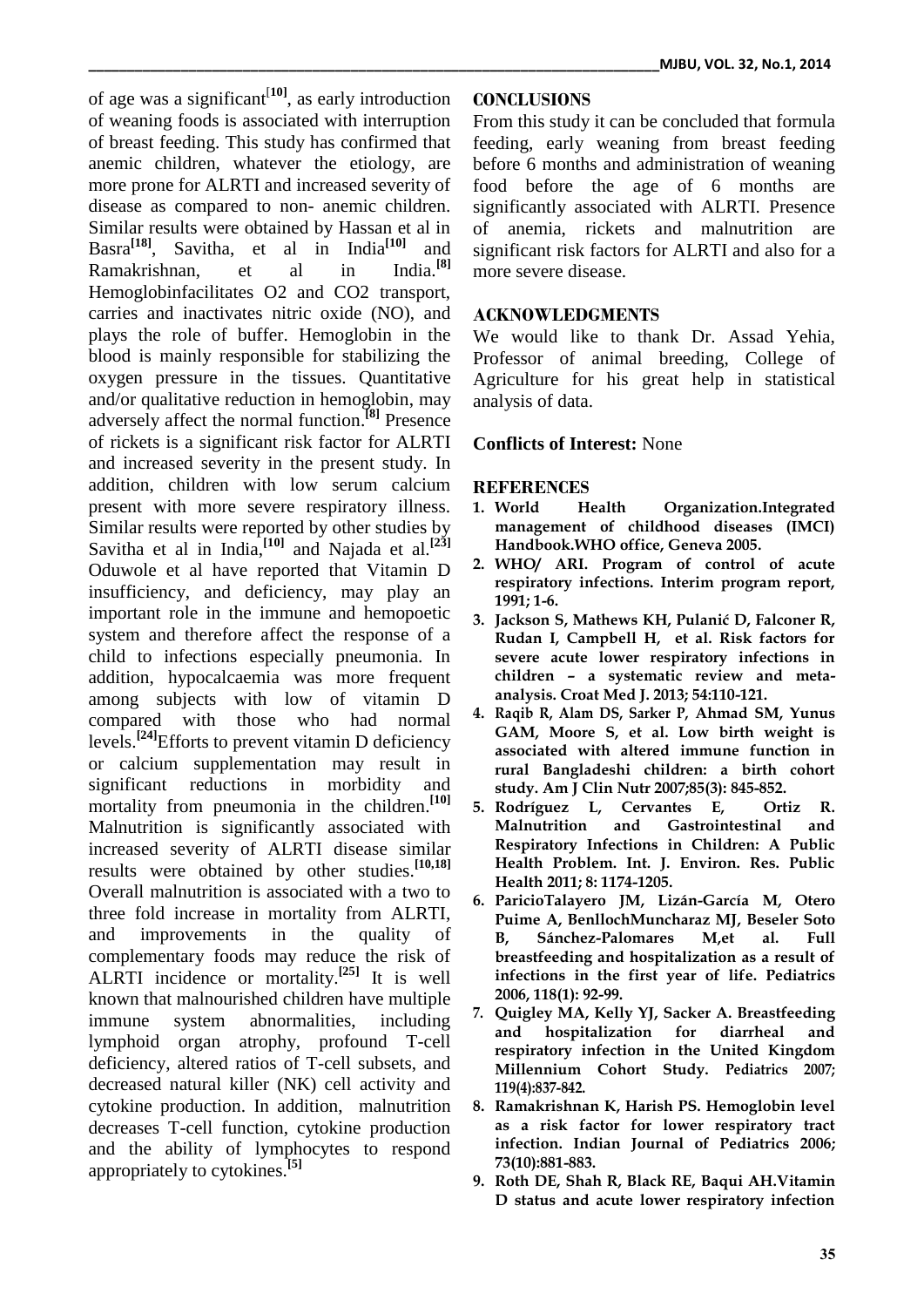of age was a significant[10], as early introduction of weaning foods is associated with interruption of breast feeding. This study has confirmed that anemic children, whatever the etiology, are more prone for ALRTI and increased severity of disease as compared to non- anemic children. Similar results were obtained by Hassan et al in Basra[18], Savitha, et al in India[10] and Ramakrishnan, et al in India.[8] Hemoglobinfacilitates O2 and CO2 transport, carries and inactivates nitric oxide (NO), and plays the role of buffer. Hemoglobin in the blood is mainly responsible for stabilizing the oxygen pressure in the tissues. Quantitative and/or qualitative reduction in hemoglobin, may adversely affect the normal function.[8] Presence of rickets is a significant risk factor for ALRTI and increased severity in the present study. In addition, children with low serum calcium present with more severe respiratory illness. Similar results were reported by other studies by Savitha et al in India,[10] and Najada et al.[23] Oduwole et al have reported that Vitamin D insufficiency, and deficiency, may play an important role in the immune and hemopoetic system and therefore affect the response of a child to infections especially pneumonia. In addition, hypocalcaemia was more frequent among subjects with low of vitamin D compared with those who had normal levels.[24]Efforts to prevent vitamin D deficiency or calcium supplementation may result in significant reductions in morbidity and mortality from pneumonia in the children.[10] Malnutrition is significantly associated with increased severity of ALRTI disease similar results were obtained by other studies.[10,18] Overall malnutrition is associated with a two to three fold increase in mortality from ALRTI, and improvements in the quality of complementary foods may reduce the risk of ALRTI incidence or mortality.[25] It is well known that malnourished children have multiple immune system abnormalities, including lymphoid organ atrophy, profound T-cell deficiency, altered ratios of T-cell subsets, and decreased natural killer (NK) cell activity and cytokine production. In addition, malnutrition decreases T-cell function, cytokine production and the ability of lymphocytes to respond appropriately to cytokines.[5]

## CONCLUSIONS

From this study it can be concluded that formula feeding, early weaning from breast feeding before 6 months and administration of weaning food before the age of 6 months are significantly associated with ALRTI. Presence of anemia, rickets and malnutrition are significant risk factors for ALRTI and also for a more severe disease.

## ACKNOWLEDGMENTS

We would like to thank Dr. Assad Yehia, Professor of animal breeding, College of Agriculture for his great help in statistical analysis of data.

**Conflicts of Interest:** None

## REFERENCES

1. **World Health Organization.Integrated management of childhood diseases (IMCI) Handbook.WHO office, Geneva 2005.**
2. **WHO/ ARI. Program of control of acute respiratory infections. Interim program report, 1991; 1-6.**
3. **Jackson S, Mathews KH, Pulanić D, Falconer R, Rudan I, Campbell H, et al. Risk factors for severe acute lower respiratory infections in children – a systematic review and meta-analysis. Croat Med J. 2013; 54:110-121.**
4. **Raqib R, Alam DS, Sarker P, Ahmad SM, Yunus GAM, Moore S, et al. Low birth weight is associated with altered immune function in rural Bangladeshi children: a birth cohort study. Am J Clin Nutr 2007;85(3): 845-852.**
5. **Rodríguez L, Cervantes E, Ortiz R. Malnutrition and Gastrointestinal and Respiratory Infections in Children: A Public Health Problem. Int. J. Environ. Res. Public Health 2011; 8: 1174-1205.**
6. **ParicioTalayero JM, Lizán-García M, Otero Puime A, BenllochMuncharaz MJ, Beseler Soto B, Sánchez-Palomares M,et al. Full breastfeeding and hospitalization as a result of infections in the first year of life. Pediatrics 2006, 118(1): 92-99.**
7. **Quigley MA, Kelly YJ, Sacker A. Breastfeeding and hospitalization for diarrheal and respiratory infection in the United Kingdom Millennium Cohort Study. Pediatrics 2007; 119(4):837-842.**
8. **Ramakrishnan K, Harish PS. Hemoglobin level as a risk factor for lower respiratory tract infection. Indian Journal of Pediatrics 2006; 73(10):881-883.**
9. **Roth DE, Shah R, Black RE, Baqui AH.Vitamin D status and acute lower respiratory infection**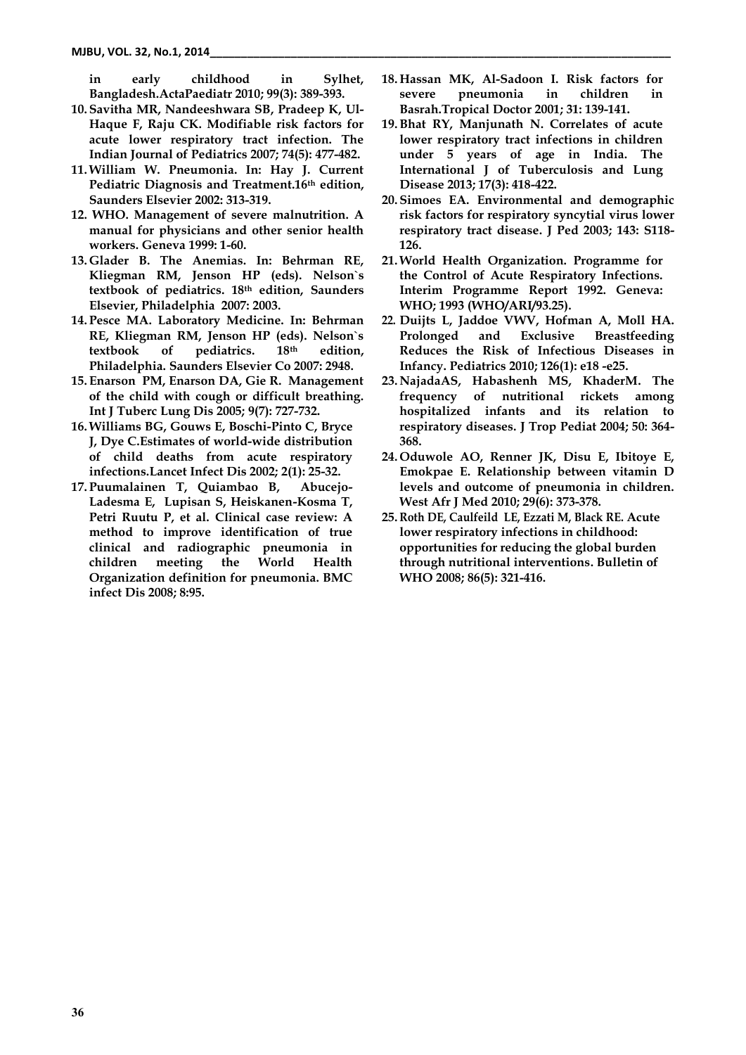in early childhood in Sylhet, Bangladesh.ActaPaediatr 2010; 99(3): 389-393.

10. Savitha MR, Nandeeshwara SB, Pradeep K, Ul-Haque F, Raju CK. Modifiable risk factors for acute lower respiratory tract infection. The Indian Journal of Pediatrics 2007; 74(5): 477-482.
11. William W. Pneumonia. In: Hay J. Current Pediatric Diagnosis and Treatment.16th edition, Saunders Elsevier 2002: 313-319.
12. WHO. Management of severe malnutrition. A manual for physicians and other senior health workers. Geneva 1999: 1-60.
13. Glader B. The Anemias. In: Behrman RE, Kliegman RM, Jenson HP (eds). Nelson`s textbook of pediatrics. 18th edition, Saunders Elsevier, Philadelphia 2007: 2003.
14. Pesce MA. Laboratory Medicine. In: Behrman RE, Kliegman RM, Jenson HP (eds). Nelson`s textbook of pediatrics. 18th edition, Philadelphia. Saunders Elsevier Co 2007: 2948.
15. Enarson PM, Enarson DA, Gie R. Management of the child with cough or difficult breathing. Int J Tuberc Lung Dis 2005; 9(7): 727-732.
16. Williams BG, Gouws E, Boschi-Pinto C, Bryce J, Dye C.Estimates of world-wide distribution of child deaths from acute respiratory infections.Lancet Infect Dis 2002; 2(1): 25-32.
17. Puumalainen T, Quiambao B, Abucejo-Ladesma E, Lupisan S, Heiskanen-Kosma T, Petri Ruutu P, et al. Clinical case review: A method to improve identification of true clinical and radiographic pneumonia in children meeting the World Health Organization definition for pneumonia. BMC infect Dis 2008; 8:95.
18. Hassan MK, Al-Sadoon I. Risk factors for severe pneumonia in children in Basrah.Tropical Doctor 2001; 31: 139-141.
19. Bhat RY, Manjunath N. Correlates of acute lower respiratory tract infections in children under 5 years of age in India. The International J of Tuberculosis and Lung Disease 2013; 17(3): 418-422.
20. Simoes EA. Environmental and demographic risk factors for respiratory syncytial virus lower respiratory tract disease. J Ped 2003; 143: S118-126.
21. World Health Organization. Programme for the Control of Acute Respiratory Infections. Interim Programme Report 1992. Geneva: WHO; 1993 (WHO/ARI/93.25).
22. Duijts L, Jaddoe VWV, Hofman A, Moll HA. Prolonged and Exclusive Breastfeeding Reduces the Risk of Infectious Diseases in Infancy. Pediatrics 2010; 126(1): e18 -e25.
23. NajadaAS, Habashenh MS, KhaderM. The frequency of nutritional rickets among hospitalized infants and its relation to respiratory diseases. J Trop Pediat 2004; 50: 364-368.
24. Oduwole AO, Renner JK, Disu E, Ibitoye E, Emokpae E. Relationship between vitamin D levels and outcome of pneumonia in children. West Afr J Med 2010; 29(6): 373-378.
25. Roth DE, Caulfeild LE, Ezzati M, Black RE. Acute lower respiratory infections in childhood: opportunities for reducing the global burden through nutritional interventions. Bulletin of WHO 2008; 86(5): 321-416.